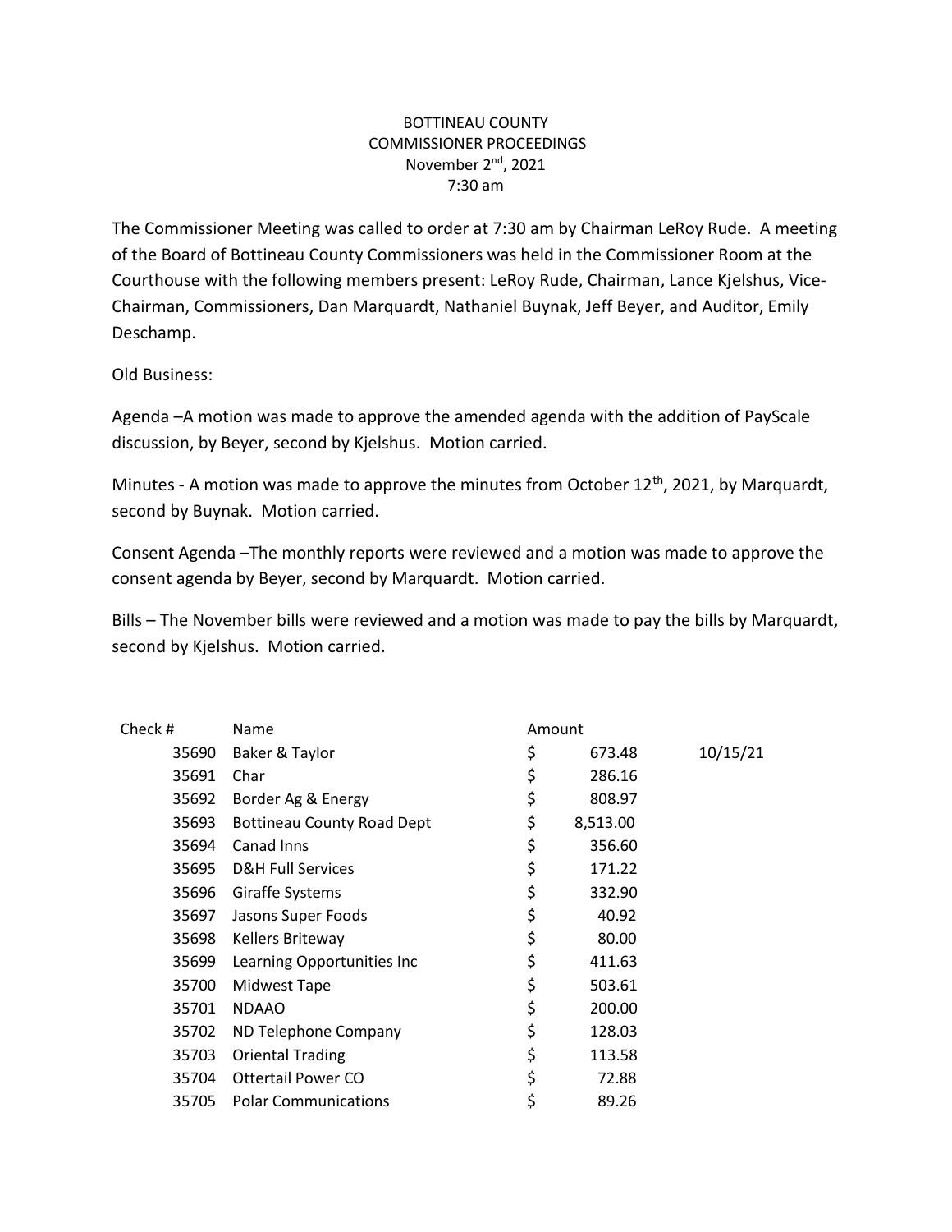BOTTINEAU COUNTY
COMMISSIONER PROCEEDINGS
November 2nd, 2021
7:30 am

The Commissioner Meeting was called to order at 7:30 am by Chairman LeRoy Rude. A meeting of the Board of Bottineau County Commissioners was held in the Commissioner Room at the Courthouse with the following members present: LeRoy Rude, Chairman, Lance Kjelshus, Vice-Chairman, Commissioners, Dan Marquardt, Nathaniel Buynak, Jeff Beyer, and Auditor, Emily Deschamp.

Old Business:

Agenda –A motion was made to approve the amended agenda with the addition of PayScale discussion, by Beyer, second by Kjelshus. Motion carried.

Minutes - A motion was made to approve the minutes from October 12th, 2021, by Marquardt, second by Buynak. Motion carried.

Consent Agenda –The monthly reports were reviewed and a motion was made to approve the consent agenda by Beyer, second by Marquardt. Motion carried.

Bills – The November bills were reviewed and a motion was made to pay the bills by Marquardt, second by Kjelshus. Motion carried.

| Check # | Name | Amount | |
|---|---|---|---|
| 35690 | Baker & Taylor | $ 673.48 | 10/15/21 |
| 35691 | Char | $ 286.16 | |
| 35692 | Border Ag & Energy | $ 808.97 | |
| 35693 | Bottineau County Road Dept | $ 8,513.00 | |
| 35694 | Canad Inns | $ 356.60 | |
| 35695 | D&H Full Services | $ 171.22 | |
| 35696 | Giraffe Systems | $ 332.90 | |
| 35697 | Jasons Super Foods | $ 40.92 | |
| 35698 | Kellers Briteway | $ 80.00 | |
| 35699 | Learning Opportunities Inc | $ 411.63 | |
| 35700 | Midwest Tape | $ 503.61 | |
| 35701 | NDAAO | $ 200.00 | |
| 35702 | ND Telephone Company | $ 128.03 | |
| 35703 | Oriental Trading | $ 113.58 | |
| 35704 | Ottertail Power CO | $ 72.88 | |
| 35705 | Polar Communications | $ 89.26 | |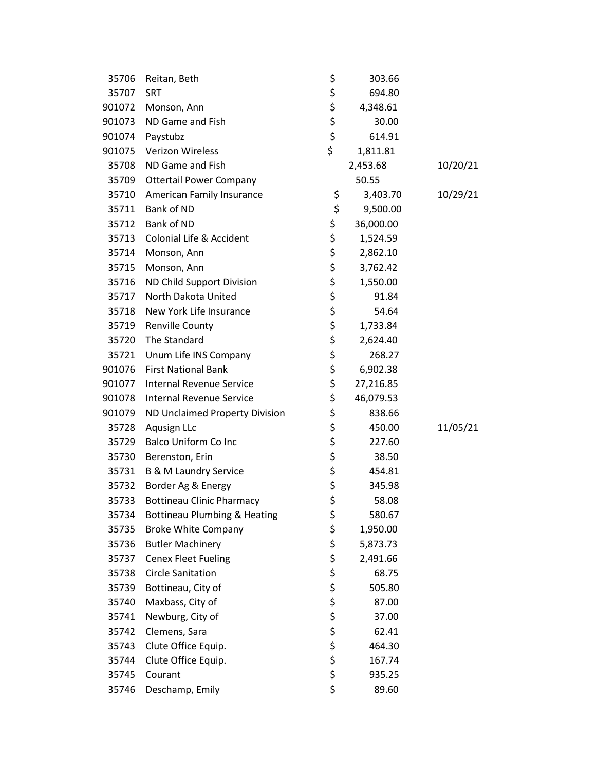| | | | |
|---|---|---|---|
| 35706 | Reitan, Beth | $ 303.66 | |
| 35707 | SRT | $ 694.80 | |
| 901072 | Monson, Ann | $ 4,348.61 | |
| 901073 | ND Game and Fish | $ 30.00 | |
| 901074 | Paystubz | $ 614.91 | |
| 901075 | Verizon Wireless | $ 1,811.81 | |
| 35708 | ND Game and Fish | 2,453.68 | 10/20/21 |
| 35709 | Ottertail Power Company | 50.55 | |
| 35710 | American Family Insurance | $ 3,403.70 | 10/29/21 |
| 35711 | Bank of ND | $ 9,500.00 | |
| 35712 | Bank of ND | $ 36,000.00 | |
| 35713 | Colonial Life & Accident | $ 1,524.59 | |
| 35714 | Monson, Ann | $ 2,862.10 | |
| 35715 | Monson, Ann | $ 3,762.42 | |
| 35716 | ND Child Support Division | $ 1,550.00 | |
| 35717 | North Dakota United | $ 91.84 | |
| 35718 | New York Life Insurance | $ 54.64 | |
| 35719 | Renville County | $ 1,733.84 | |
| 35720 | The Standard | $ 2,624.40 | |
| 35721 | Unum Life INS Company | $ 268.27 | |
| 901076 | First National Bank | $ 6,902.38 | |
| 901077 | Internal Revenue Service | $ 27,216.85 | |
| 901078 | Internal Revenue Service | $ 46,079.53 | |
| 901079 | ND Unclaimed Property Division | $ 838.66 | |
| 35728 | Aqusign LLc | $ 450.00 | 11/05/21 |
| 35729 | Balco Uniform Co Inc | $ 227.60 | |
| 35730 | Berenston, Erin | $ 38.50 | |
| 35731 | B & M Laundry Service | $ 454.81 | |
| 35732 | Border Ag & Energy | $ 345.98 | |
| 35733 | Bottineau Clinic Pharmacy | $ 58.08 | |
| 35734 | Bottineau Plumbing & Heating | $ 580.67 | |
| 35735 | Broke White Company | $ 1,950.00 | |
| 35736 | Butler Machinery | $ 5,873.73 | |
| 35737 | Cenex Fleet Fueling | $ 2,491.66 | |
| 35738 | Circle Sanitation | $ 68.75 | |
| 35739 | Bottineau, City of | $ 505.80 | |
| 35740 | Maxbass, City of | $ 87.00 | |
| 35741 | Newburg, City of | $ 37.00 | |
| 35742 | Clemens, Sara | $ 62.41 | |
| 35743 | Clute Office Equip. | $ 464.30 | |
| 35744 | Clute Office Equip. | $ 167.74 | |
| 35745 | Courant | $ 935.25 | |
| 35746 | Deschamp, Emily | $ 89.60 | |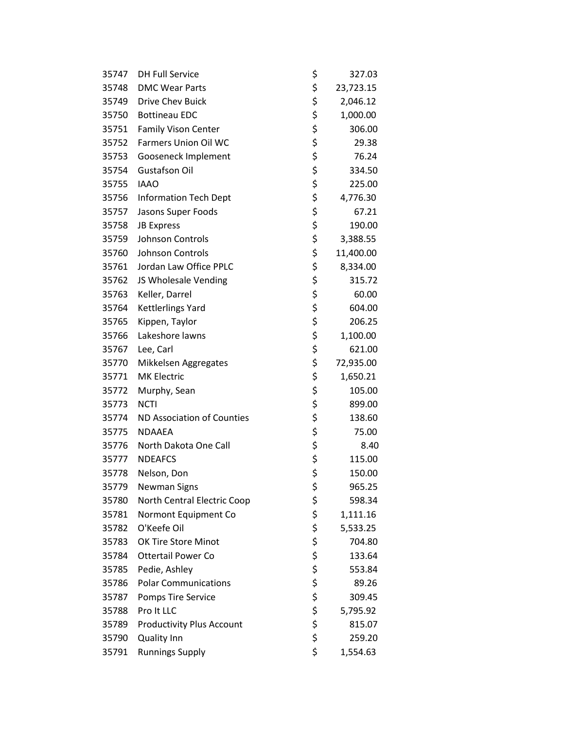| | | | |
|---|---|---|---|
| 35747 | DH Full Service | $ | 327.03 |
| 35748 | DMC Wear Parts | $ | 23,723.15 |
| 35749 | Drive Chev Buick | $ | 2,046.12 |
| 35750 | Bottineau EDC | $ | 1,000.00 |
| 35751 | Family Vison Center | $ | 306.00 |
| 35752 | Farmers Union Oil WC | $ | 29.38 |
| 35753 | Gooseneck Implement | $ | 76.24 |
| 35754 | Gustafson Oil | $ | 334.50 |
| 35755 | IAAO | $ | 225.00 |
| 35756 | Information Tech Dept | $ | 4,776.30 |
| 35757 | Jasons Super Foods | $ | 67.21 |
| 35758 | JB Express | $ | 190.00 |
| 35759 | Johnson Controls | $ | 3,388.55 |
| 35760 | Johnson Controls | $ | 11,400.00 |
| 35761 | Jordan Law Office PPLC | $ | 8,334.00 |
| 35762 | JS Wholesale Vending | $ | 315.72 |
| 35763 | Keller, Darrel | $ | 60.00 |
| 35764 | Kettlerlings Yard | $ | 604.00 |
| 35765 | Kippen, Taylor | $ | 206.25 |
| 35766 | Lakeshore lawns | $ | 1,100.00 |
| 35767 | Lee, Carl | $ | 621.00 |
| 35770 | Mikkelsen Aggregates | $ | 72,935.00 |
| 35771 | MK Electric | $ | 1,650.21 |
| 35772 | Murphy, Sean | $ | 105.00 |
| 35773 | NCTI | $ | 899.00 |
| 35774 | ND Association of Counties | $ | 138.60 |
| 35775 | NDAAEA | $ | 75.00 |
| 35776 | North Dakota One Call | $ | 8.40 |
| 35777 | NDEAFCS | $ | 115.00 |
| 35778 | Nelson, Don | $ | 150.00 |
| 35779 | Newman Signs | $ | 965.25 |
| 35780 | North Central Electric Coop | $ | 598.34 |
| 35781 | Normont Equipment Co | $ | 1,111.16 |
| 35782 | O'Keefe Oil | $ | 5,533.25 |
| 35783 | OK Tire Store Minot | $ | 704.80 |
| 35784 | Ottertail Power Co | $ | 133.64 |
| 35785 | Pedie, Ashley | $ | 553.84 |
| 35786 | Polar Communications | $ | 89.26 |
| 35787 | Pomps Tire Service | $ | 309.45 |
| 35788 | Pro It LLC | $ | 5,795.92 |
| 35789 | Productivity Plus Account | $ | 815.07 |
| 35790 | Quality Inn | $ | 259.20 |
| 35791 | Runnings Supply | $ | 1,554.63 |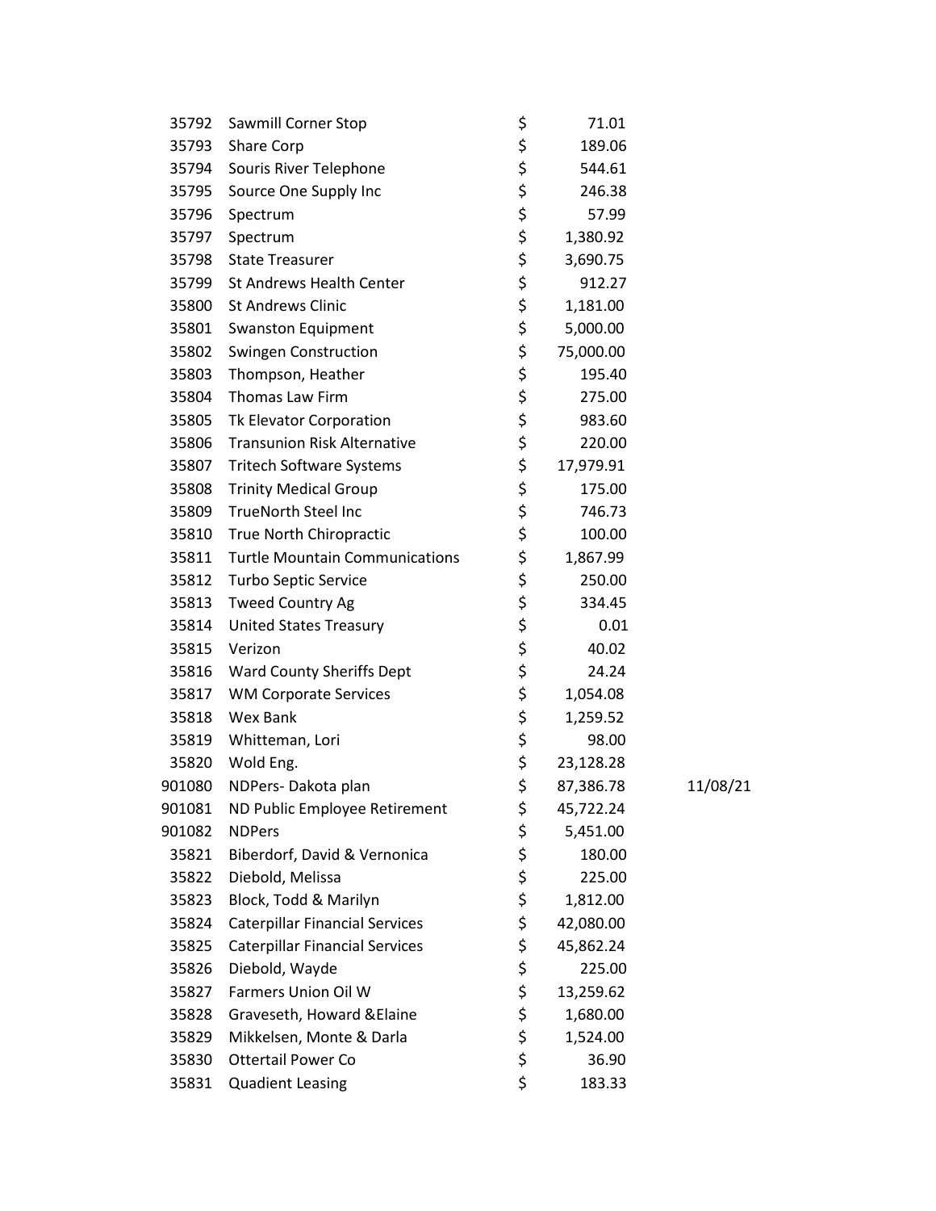| | | | |
|---|---|---|---|
| 35792 | Sawmill Corner Stop | $ 71.01 | |
| 35793 | Share Corp | $ 189.06 | |
| 35794 | Souris River Telephone | $ 544.61 | |
| 35795 | Source One Supply Inc | $ 246.38 | |
| 35796 | Spectrum | $ 57.99 | |
| 35797 | Spectrum | $ 1,380.92 | |
| 35798 | State Treasurer | $ 3,690.75 | |
| 35799 | St Andrews Health Center | $ 912.27 | |
| 35800 | St Andrews Clinic | $ 1,181.00 | |
| 35801 | Swanston Equipment | $ 5,000.00 | |
| 35802 | Swingen Construction | $ 75,000.00 | |
| 35803 | Thompson, Heather | $ 195.40 | |
| 35804 | Thomas Law Firm | $ 275.00 | |
| 35805 | Tk Elevator Corporation | $ 983.60 | |
| 35806 | Transunion Risk Alternative | $ 220.00 | |
| 35807 | Tritech Software Systems | $ 17,979.91 | |
| 35808 | Trinity Medical Group | $ 175.00 | |
| 35809 | TrueNorth Steel Inc | $ 746.73 | |
| 35810 | True North Chiropractic | $ 100.00 | |
| 35811 | Turtle Mountain Communications | $ 1,867.99 | |
| 35812 | Turbo Septic Service | $ 250.00 | |
| 35813 | Tweed Country Ag | $ 334.45 | |
| 35814 | United States Treasury | $ 0.01 | |
| 35815 | Verizon | $ 40.02 | |
| 35816 | Ward County Sheriffs Dept | $ 24.24 | |
| 35817 | WM Corporate Services | $ 1,054.08 | |
| 35818 | Wex Bank | $ 1,259.52 | |
| 35819 | Whitteman, Lori | $ 98.00 | |
| 35820 | Wold Eng. | $ 23,128.28 | |
| 901080 | NDPers- Dakota plan | $ 87,386.78 | 11/08/21 |
| 901081 | ND Public Employee Retirement | $ 45,722.24 | |
| 901082 | NDPers | $ 5,451.00 | |
| 35821 | Biberdorf, David & Vernonica | $ 180.00 | |
| 35822 | Diebold, Melissa | $ 225.00 | |
| 35823 | Block, Todd & Marilyn | $ 1,812.00 | |
| 35824 | Caterpillar Financial Services | $ 42,080.00 | |
| 35825 | Caterpillar Financial Services | $ 45,862.24 | |
| 35826 | Diebold, Wayde | $ 225.00 | |
| 35827 | Farmers Union Oil W | $ 13,259.62 | |
| 35828 | Graveseth, Howard &Elaine | $ 1,680.00 | |
| 35829 | Mikkelsen, Monte & Darla | $ 1,524.00 | |
| 35830 | Ottertail Power Co | $ 36.90 | |
| 35831 | Quadient Leasing | $ 183.33 | |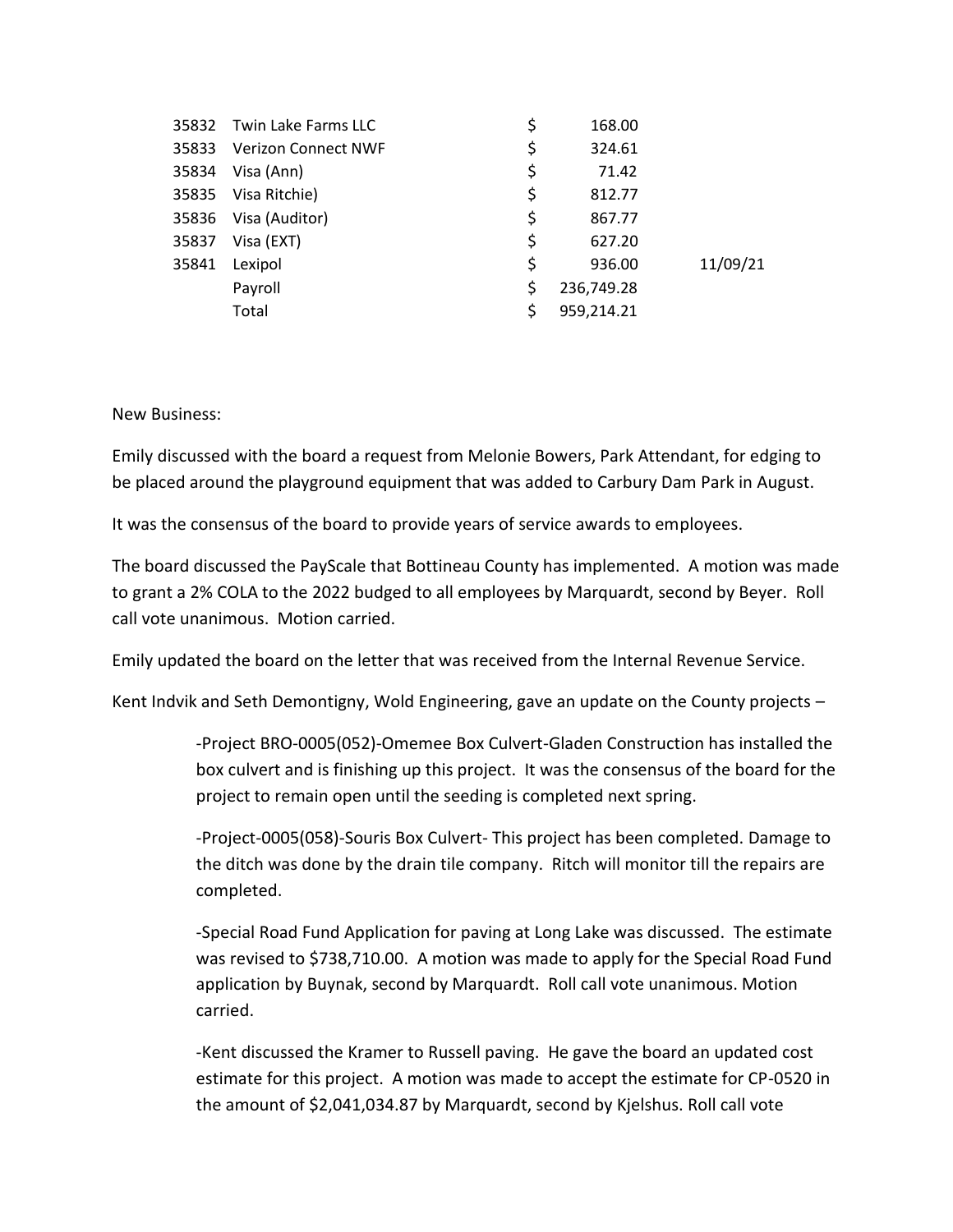| | | | |
|---|---|---|---|
| 35832 | Twin Lake Farms LLC | $ 168.00 | |
| 35833 | Verizon Connect NWF | $ 324.61 | |
| 35834 | Visa (Ann) | $ 71.42 | |
| 35835 | Visa Ritchie) | $ 812.77 | |
| 35836 | Visa (Auditor) | $ 867.77 | |
| 35837 | Visa (EXT) | $ 627.20 | |
| 35841 | Lexipol | $ 936.00 | 11/09/21 |
| | Payroll | $ 236,749.28 | |
| | Total | $ 959,214.21 | |

New Business:

Emily discussed with the board a request from Melonie Bowers, Park Attendant, for edging to be placed around the playground equipment that was added to Carbury Dam Park in August.

It was the consensus of the board to provide years of service awards to employees.

The board discussed the PayScale that Bottineau County has implemented. A motion was made to grant a 2% COLA to the 2022 budged to all employees by Marquardt, second by Beyer. Roll call vote unanimous. Motion carried.

Emily updated the board on the letter that was received from the Internal Revenue Service.

Kent Indvik and Seth Demontigny, Wold Engineering, gave an update on the County projects –

> -Project BRO-0005(052)-Omemee Box Culvert-Gladen Construction has installed the box culvert and is finishing up this project. It was the consensus of the board for the project to remain open until the seeding is completed next spring.
>
> -Project-0005(058)-Souris Box Culvert- This project has been completed. Damage to the ditch was done by the drain tile company. Ritch will monitor till the repairs are completed.
>
> -Special Road Fund Application for paving at Long Lake was discussed. The estimate was revised to $738,710.00. A motion was made to apply for the Special Road Fund application by Buynak, second by Marquardt. Roll call vote unanimous. Motion carried.
>
> -Kent discussed the Kramer to Russell paving. He gave the board an updated cost estimate for this project. A motion was made to accept the estimate for CP-0520 in the amount of $2,041,034.87 by Marquardt, second by Kjelshus. Roll call vote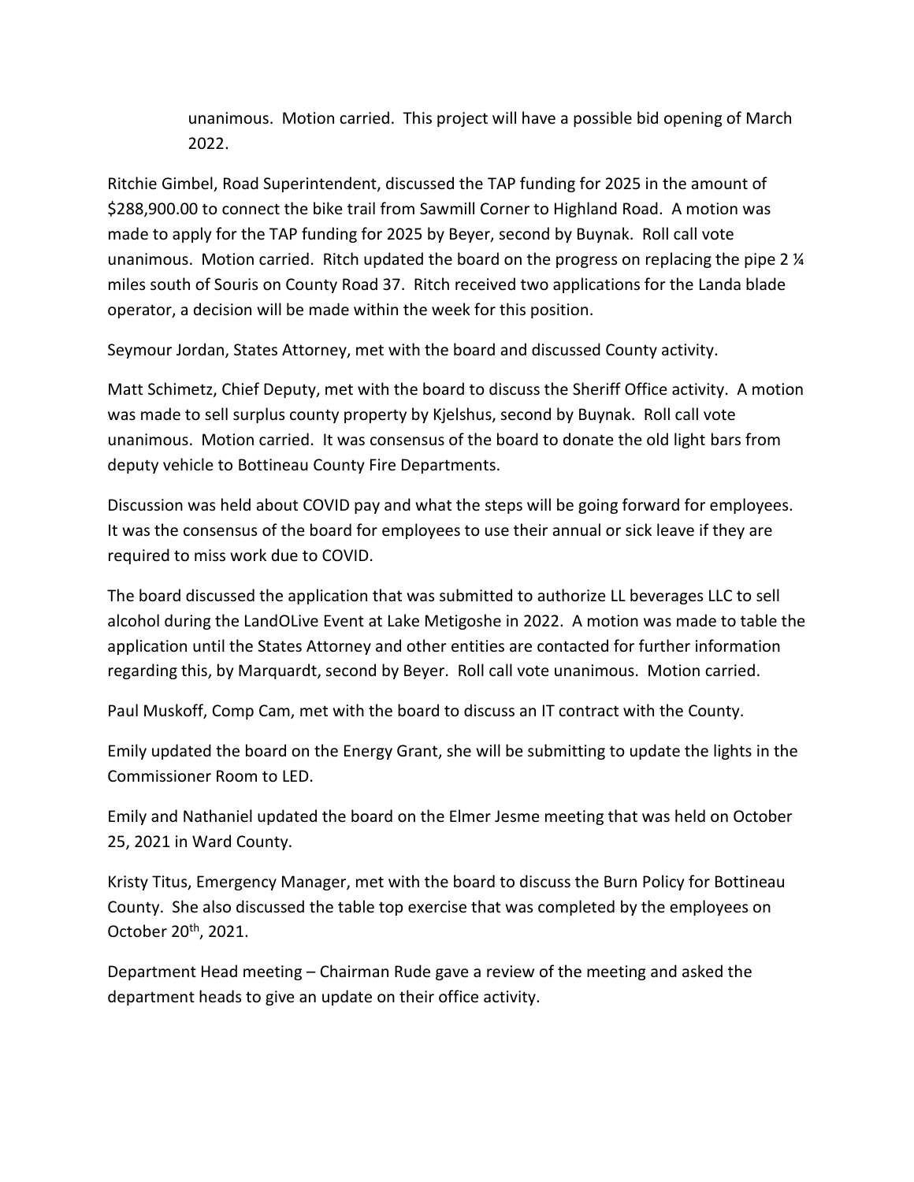unanimous. Motion carried. This project will have a possible bid opening of March 2022.

Ritchie Gimbel, Road Superintendent, discussed the TAP funding for 2025 in the amount of $288,900.00 to connect the bike trail from Sawmill Corner to Highland Road. A motion was made to apply for the TAP funding for 2025 by Beyer, second by Buynak. Roll call vote unanimous. Motion carried. Ritch updated the board on the progress on replacing the pipe 2 ¼ miles south of Souris on County Road 37. Ritch received two applications for the Landa blade operator, a decision will be made within the week for this position.

Seymour Jordan, States Attorney, met with the board and discussed County activity.

Matt Schimetz, Chief Deputy, met with the board to discuss the Sheriff Office activity. A motion was made to sell surplus county property by Kjelshus, second by Buynak. Roll call vote unanimous. Motion carried. It was consensus of the board to donate the old light bars from deputy vehicle to Bottineau County Fire Departments.

Discussion was held about COVID pay and what the steps will be going forward for employees. It was the consensus of the board for employees to use their annual or sick leave if they are required to miss work due to COVID.

The board discussed the application that was submitted to authorize LL beverages LLC to sell alcohol during the LandOLive Event at Lake Metigoshe in 2022. A motion was made to table the application until the States Attorney and other entities are contacted for further information regarding this, by Marquardt, second by Beyer. Roll call vote unanimous. Motion carried.

Paul Muskoff, Comp Cam, met with the board to discuss an IT contract with the County.

Emily updated the board on the Energy Grant, she will be submitting to update the lights in the Commissioner Room to LED.

Emily and Nathaniel updated the board on the Elmer Jesme meeting that was held on October 25, 2021 in Ward County.

Kristy Titus, Emergency Manager, met with the board to discuss the Burn Policy for Bottineau County. She also discussed the table top exercise that was completed by the employees on October 20th, 2021.

Department Head meeting – Chairman Rude gave a review of the meeting and asked the department heads to give an update on their office activity.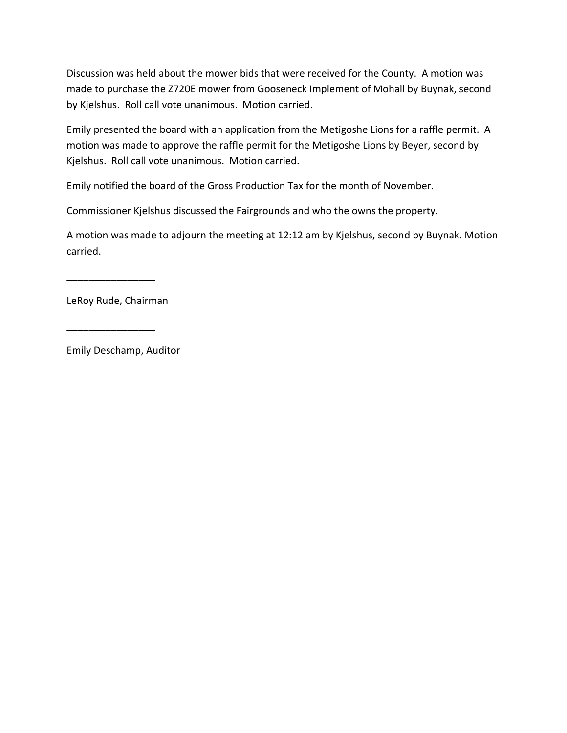Discussion was held about the mower bids that were received for the County. A motion was made to purchase the Z720E mower from Gooseneck Implement of Mohall by Buynak, second by Kjelshus. Roll call vote unanimous. Motion carried.

Emily presented the board with an application from the Metigoshe Lions for a raffle permit. A motion was made to approve the raffle permit for the Metigoshe Lions by Beyer, second by Kjelshus. Roll call vote unanimous. Motion carried.

Emily notified the board of the Gross Production Tax for the month of November.

Commissioner Kjelshus discussed the Fairgrounds and who the owns the property.

A motion was made to adjourn the meeting at 12:12 am by Kjelshus, second by Buynak. Motion carried.

________________

LeRoy Rude, Chairman

________________

Emily Deschamp, Auditor